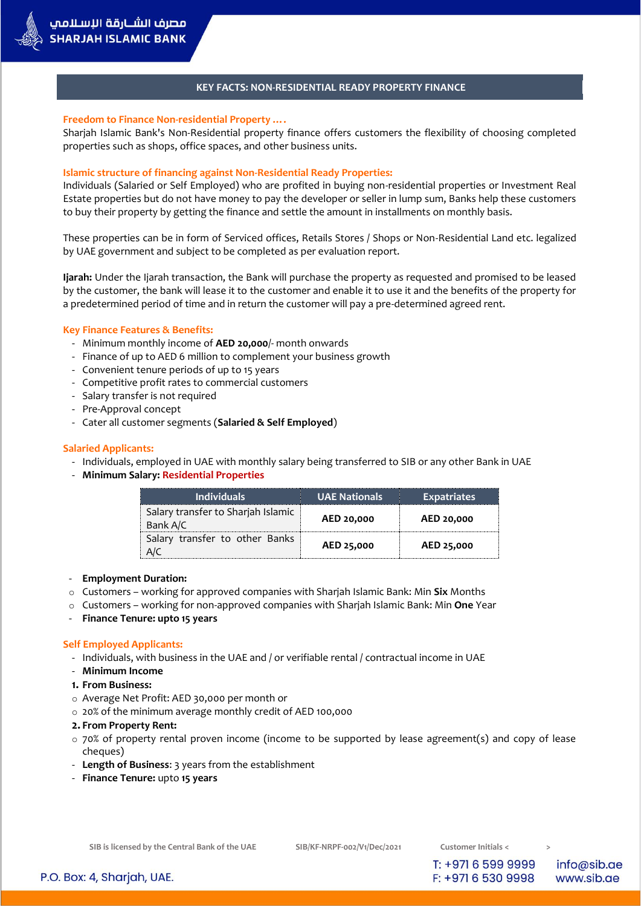# KEY FACTS: NON-RESIDENTIAL READY PROPERTY FINANCE

### Freedom to Finance Non-residential Property ….

Sharjah Islamic Bank's Non-Residential property finance offers customers the flexibility of choosing completed properties such as shops, office spaces, and other business units.

### Islamic structure of financing against Non-Residential Ready Properties:

Individuals (Salaried or Self Employed) who are profited in buying non-residential properties or Investment Real Estate properties but do not have money to pay the developer or seller in lump sum, Banks help these customers to buy their property by getting the finance and settle the amount in installments on monthly basis.

These properties can be in form of Serviced offices, Retails Stores / Shops or Non-Residential Land etc. legalized by UAE government and subject to be completed as per evaluation report.

**Ijarah:** Under the Ijarah transaction, the Bank will purchase the property as requested and promised to be leased by the customer, the bank will lease it to the customer and enable it to use it and the benefits of the property for a predetermined period of time and in return the customer will pay a pre-determined agreed rent.

### Key Finance Features & Benefits:

- Minimum monthly income of **AED 20,000**/- month onwards
- Finance of up to AED 6 million to complement your business growth
- Convenient tenure periods of up to 15 years
- Competitive profit rates to commercial customers
- Salary transfer is not required
- Pre-Approval concept
- Cater all customer segments (**Salaried & Self Employed**)

### Salaried Applicants:

- Individuals, employed in UAE with monthly salary being transferred to SIB or any other Bank in UAE
- **Minimum Salary:** Residential Properties

| Individuals | UAE Nationals | Expatriates |
|---|---|---|
| Salary transfer to Sharjah Islamic Bank A/C | **AED 20,000** | **AED 20,000** |
| Salary transfer to other Banks A/C | **AED 25,000** | **AED 25,000** |

- **Employment Duration:**
  - Customers – working for approved companies with Sharjah Islamic Bank: Min **Six** Months
  - Customers – working for non-approved companies with Sharjah Islamic Bank: Min **One** Year
- **Finance Tenure: upto 15 years**

### Self Employed Applicants:

- Individuals, with business in the UAE and / or verifiable rental / contractual income in UAE
- **Minimum Income**

**1. From Business:**

- Average Net Profit: AED 30,000 per month or
- 20% of the minimum average monthly credit of AED 100,000

**2. From Property Rent:**

- 70% of property rental proven income (income to be supported by lease agreement(s) and copy of lease cheques)

- **Length of Business**: 3 years from the establishment
- **Finance Tenure:** upto **15 years**

SIB is licensed by the Central Bank of the UAE    SIB/KF-NRPF-002/V1/Dec/2021    Customer Initials <    >

P.O. Box: 4, Sharjah, UAE.    T: +971 6 599 9999    F: +971 6 530 9998    info@sib.ae    www.sib.ae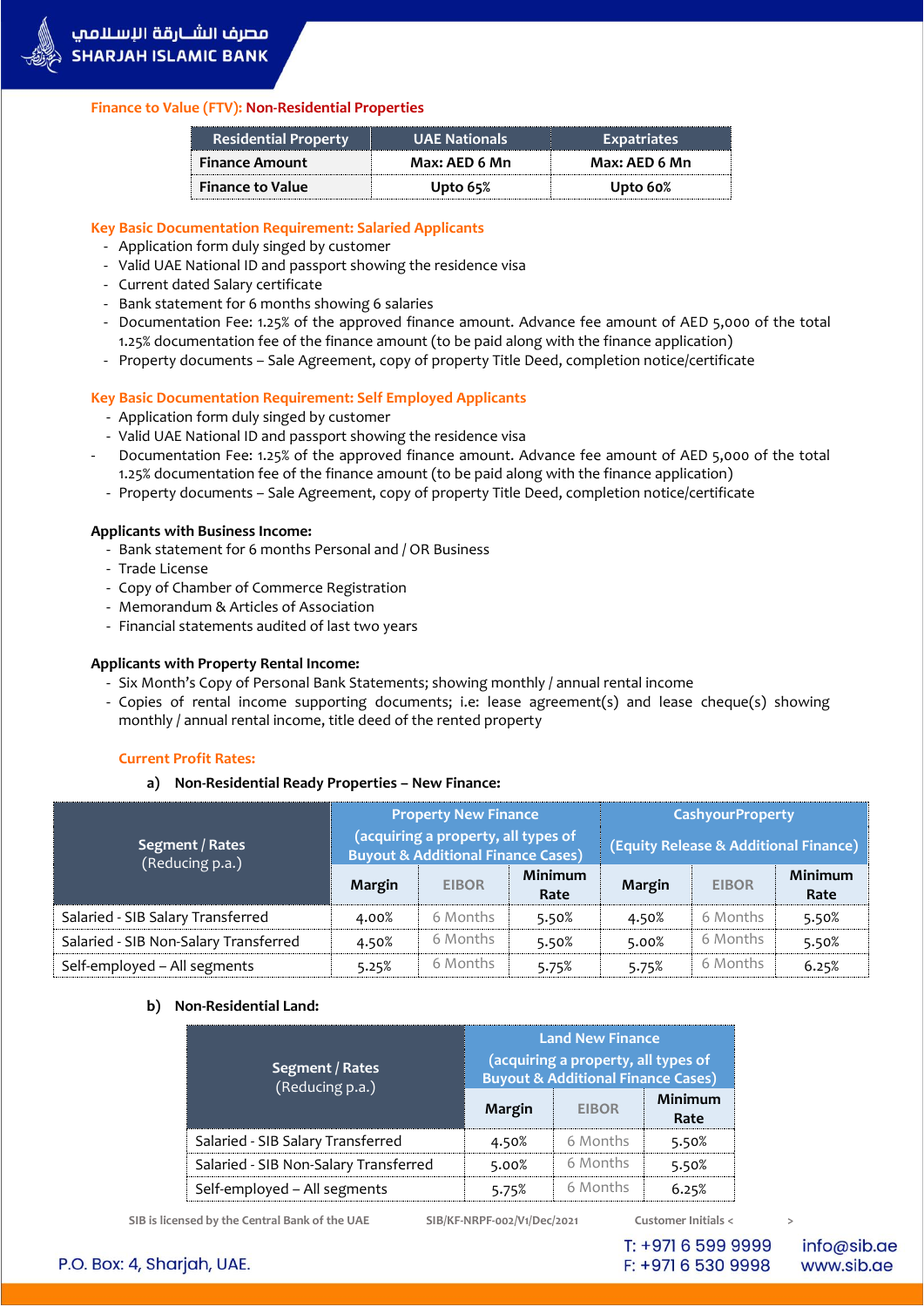## Finance to Value (FTV): Non-Residential Properties

| Residential Property | UAE Nationals | Expatriates |
|---|---|---|
| Finance Amount | Max: AED 6 Mn | Max: AED 6 Mn |
| Finance to Value | Upto 65% | Upto 60% |

### Key Basic Documentation Requirement: Salaried Applicants

- Application form duly singed by customer
- Valid UAE National ID and passport showing the residence visa
- Current dated Salary certificate
- Bank statement for 6 months showing 6 salaries
- Documentation Fee: 1.25% of the approved finance amount. Advance fee amount of AED 5,000 of the total 1.25% documentation fee of the finance amount (to be paid along with the finance application)
- Property documents – Sale Agreement, copy of property Title Deed, completion notice/certificate

### Key Basic Documentation Requirement: Self Employed Applicants

- Application form duly singed by customer
- Valid UAE National ID and passport showing the residence visa
- Documentation Fee: 1.25% of the approved finance amount. Advance fee amount of AED 5,000 of the total 1.25% documentation fee of the finance amount (to be paid along with the finance application)
- Property documents – Sale Agreement, copy of property Title Deed, completion notice/certificate

**Applicants with Business Income:**

- Bank statement for 6 months Personal and / OR Business
- Trade License
- Copy of Chamber of Commerce Registration
- Memorandum & Articles of Association
- Financial statements audited of last two years

**Applicants with Property Rental Income:**

- Six Month's Copy of Personal Bank Statements; showing monthly / annual rental income
- Copies of rental income supporting documents; i.e: lease agreement(s) and lease cheque(s) showing monthly / annual rental income, title deed of the rented property

### Current Profit Rates:

**a) Non-Residential Ready Properties – New Finance:**

| Segment / Rates (Reducing p.a.) | Property New Finance (acquiring a property, all types of Buyout & Additional Finance Cases) | | | CashyourProperty (Equity Release & Additional Finance) | | |
|---|---|---|---|---|---|---|
| | Margin | EIBOR | Minimum Rate | Margin | EIBOR | Minimum Rate |
| Salaried - SIB Salary Transferred | 4.00% | 6 Months | 5.50% | 4.50% | 6 Months | 5.50% |
| Salaried - SIB Non-Salary Transferred | 4.50% | 6 Months | 5.50% | 5.00% | 6 Months | 5.50% |
| Self-employed – All segments | 5.25% | 6 Months | 5.75% | 5.75% | 6 Months | 6.25% |

**b) Non-Residential Land:**

| Segment / Rates (Reducing p.a.) | Land New Finance (acquiring a property, all types of Buyout & Additional Finance Cases) | | |
|---|---|---|---|
| | Margin | EIBOR | Minimum Rate |
| Salaried - SIB Salary Transferred | 4.50% | 6 Months | 5.50% |
| Salaried - SIB Non-Salary Transferred | 5.00% | 6 Months | 5.50% |
| Self-employed – All segments | 5.75% | 6 Months | 6.25% |

SIB is licensed by the Central Bank of the UAE    SIB/KF-NRPF-002/V1/Dec/2021    Customer Initials <    >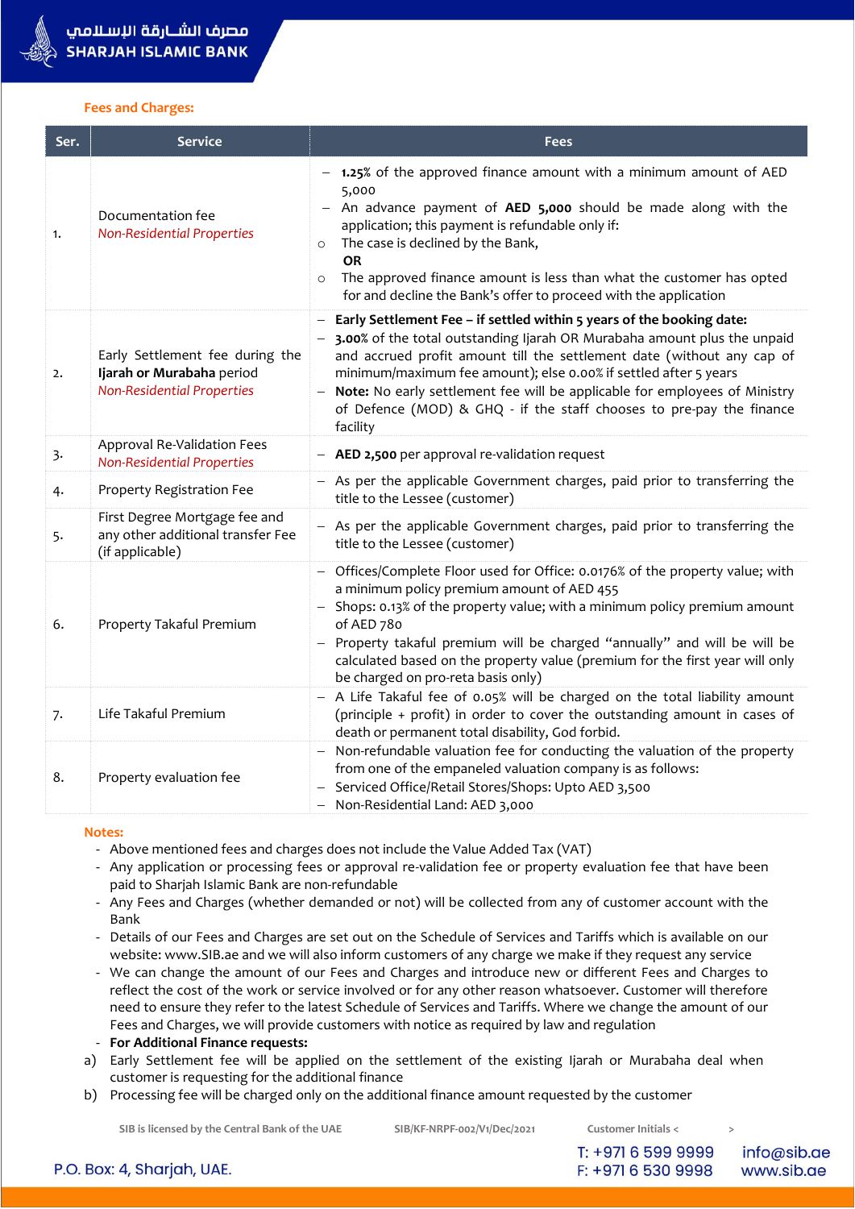**Fees and Charges:**

| Ser. | Service | Fees |
|---|---|---|
| 1. | Documentation fee *Non-Residential Properties* | – **1.25%** of the approved finance amount with a minimum amount of AED 5,000<br>– An advance payment of **AED 5,000** should be made along with the application; this payment is refundable only if:<br>○ The case is declined by the Bank,<br>**OR**<br>○ The approved finance amount is less than what the customer has opted for and decline the Bank's offer to proceed with the application |
| 2. | Early Settlement fee during the **Ijarah or Murabaha** period *Non-Residential Properties* | – **Early Settlement Fee – if settled within 5 years of the booking date:**<br>– **3.00%** of the total outstanding Ijarah OR Murabaha amount plus the unpaid and accrued profit amount till the settlement date (without any cap of minimum/maximum fee amount); else 0.00% if settled after 5 years<br>– **Note:** No early settlement fee will be applicable for employees of Ministry of Defence (MOD) & GHQ - if the staff chooses to pre-pay the finance facility |
| 3. | Approval Re-Validation Fees *Non-Residential Properties* | – **AED 2,500** per approval re-validation request |
| 4. | Property Registration Fee | – As per the applicable Government charges, paid prior to transferring the title to the Lessee (customer) |
| 5. | First Degree Mortgage fee and any other additional transfer Fee (if applicable) | – As per the applicable Government charges, paid prior to transferring the title to the Lessee (customer) |
| 6. | Property Takaful Premium | – Offices/Complete Floor used for Office: 0.0176% of the property value; with a minimum policy premium amount of AED 455<br>– Shops: 0.13% of the property value; with a minimum policy premium amount of AED 780<br>– Property takaful premium will be charged "annually" and will be will be calculated based on the property value (premium for the first year will only be charged on pro-reta basis only) |
| 7. | Life Takaful Premium | – A Life Takaful fee of 0.05% will be charged on the total liability amount (principle + profit) in order to cover the outstanding amount in cases of death or permanent total disability, God forbid. |
| 8. | Property evaluation fee | – Non-refundable valuation fee for conducting the valuation of the property from one of the empaneled valuation company is as follows:<br>– Serviced Office/Retail Stores/Shops: Upto AED 3,500<br>– Non-Residential Land: AED 3,000 |

**Notes:**

- Above mentioned fees and charges does not include the Value Added Tax (VAT)
- Any application or processing fees or approval re-validation fee or property evaluation fee that have been paid to Sharjah Islamic Bank are non-refundable
- Any Fees and Charges (whether demanded or not) will be collected from any of customer account with the Bank
- Details of our Fees and Charges are set out on the Schedule of Services and Tariffs which is available on our website: www.SIB.ae and we will also inform customers of any charge we make if they request any service
- We can change the amount of our Fees and Charges and introduce new or different Fees and Charges to reflect the cost of the work or service involved or for any other reason whatsoever. Customer will therefore need to ensure they refer to the latest Schedule of Services and Tariffs. Where we change the amount of our Fees and Charges, we will provide customers with notice as required by law and regulation
- **For Additional Finance requests:**

a) Early Settlement fee will be applied on the settlement of the existing Ijarah or Murabaha deal when customer is requesting for the additional finance

b) Processing fee will be charged only on the additional finance amount requested by the customer

SIB is licensed by the Central Bank of the UAE SIB/KF-NRPF-002/V1/Dec/2021 Customer Initials < >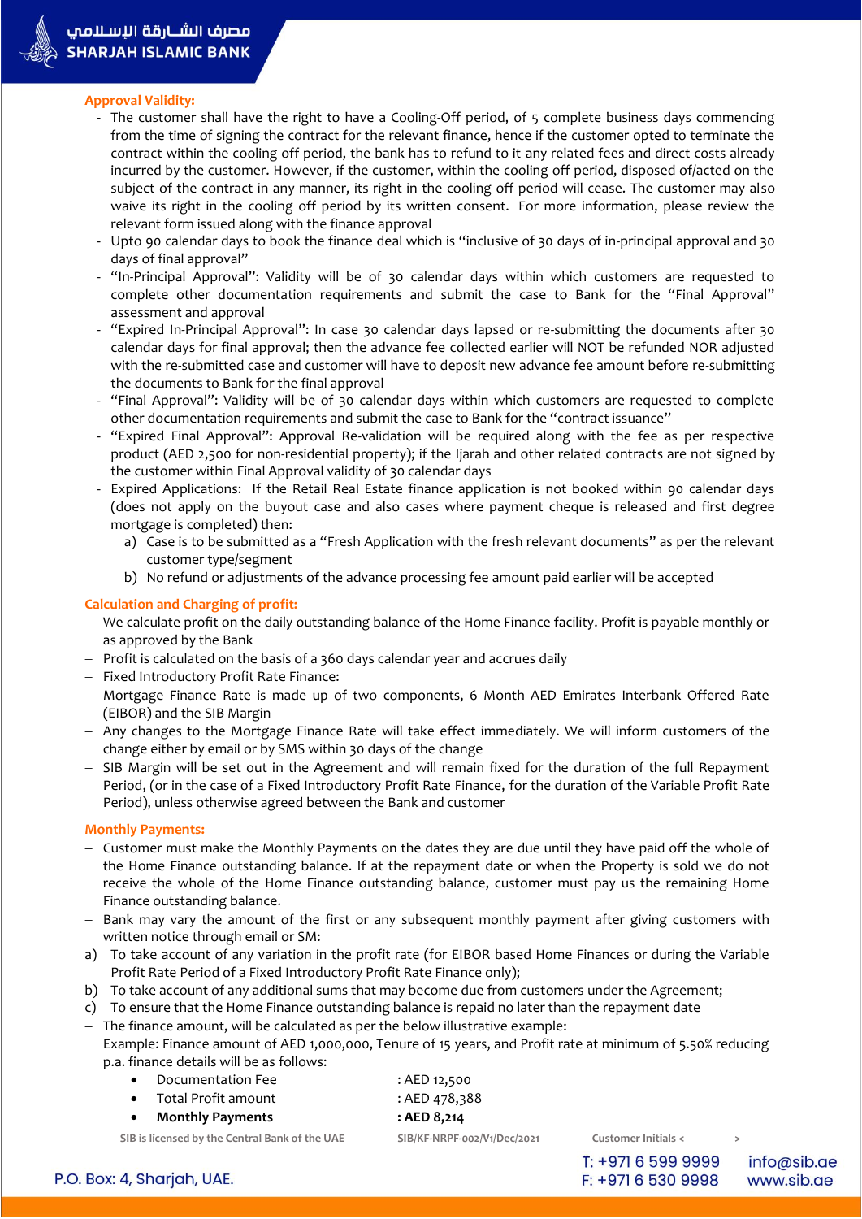**Approval Validity:**

- The customer shall have the right to have a Cooling-Off period, of 5 complete business days commencing from the time of signing the contract for the relevant finance, hence if the customer opted to terminate the contract within the cooling off period, the bank has to refund to it any related fees and direct costs already incurred by the customer. However, if the customer, within the cooling off period, disposed of/acted on the subject of the contract in any manner, its right in the cooling off period will cease. The customer may also waive its right in the cooling off period by its written consent. For more information, please review the relevant form issued along with the finance approval
- Upto 90 calendar days to book the finance deal which is "inclusive of 30 days of in-principal approval and 30 days of final approval"
- "In-Principal Approval": Validity will be of 30 calendar days within which customers are requested to complete other documentation requirements and submit the case to Bank for the "Final Approval" assessment and approval
- "Expired In-Principal Approval": In case 30 calendar days lapsed or re-submitting the documents after 30 calendar days for final approval; then the advance fee collected earlier will NOT be refunded NOR adjusted with the re-submitted case and customer will have to deposit new advance fee amount before re-submitting the documents to Bank for the final approval
- "Final Approval": Validity will be of 30 calendar days within which customers are requested to complete other documentation requirements and submit the case to Bank for the "contract issuance"
- "Expired Final Approval": Approval Re-validation will be required along with the fee as per respective product (AED 2,500 for non-residential property); if the Ijarah and other related contracts are not signed by the customer within Final Approval validity of 30 calendar days
- Expired Applications: If the Retail Real Estate finance application is not booked within 90 calendar days (does not apply on the buyout case and also cases where payment cheque is released and first degree mortgage is completed) then:
    a) Case is to be submitted as a "Fresh Application with the fresh relevant documents" as per the relevant customer type/segment
    b) No refund or adjustments of the advance processing fee amount paid earlier will be accepted

**Calculation and Charging of profit:**

- We calculate profit on the daily outstanding balance of the Home Finance facility. Profit is payable monthly or as approved by the Bank
- Profit is calculated on the basis of a 360 days calendar year and accrues daily
- Fixed Introductory Profit Rate Finance:
- Mortgage Finance Rate is made up of two components, 6 Month AED Emirates Interbank Offered Rate (EIBOR) and the SIB Margin
- Any changes to the Mortgage Finance Rate will take effect immediately. We will inform customers of the change either by email or by SMS within 30 days of the change
- SIB Margin will be set out in the Agreement and will remain fixed for the duration of the full Repayment Period, (or in the case of a Fixed Introductory Profit Rate Finance, for the duration of the Variable Profit Rate Period), unless otherwise agreed between the Bank and customer

**Monthly Payments:**

- Customer must make the Monthly Payments on the dates they are due until they have paid off the whole of the Home Finance outstanding balance. If at the repayment date or when the Property is sold we do not receive the whole of the Home Finance outstanding balance, customer must pay us the remaining Home Finance outstanding balance.
- Bank may vary the amount of the first or any subsequent monthly payment after giving customers with written notice through email or SM:

a) To take account of any variation in the profit rate (for EIBOR based Home Finances or during the Variable Profit Rate Period of a Fixed Introductory Profit Rate Finance only);
b) To take account of any additional sums that may become due from customers under the Agreement;
c) To ensure that the Home Finance outstanding balance is repaid no later than the repayment date

- The finance amount, will be calculated as per the below illustrative example:
  Example: Finance amount of AED 1,000,000, Tenure of 15 years, and Profit rate at minimum of 5.50% reducing p.a. finance details will be as follows:
    - Documentation Fee : AED 12,500
    - Total Profit amount : AED 478,388
    - **Monthly Payments : AED 8,214**

SIB is licensed by the Central Bank of the UAE SIB/KF-NRPF-002/V1/Dec/2021 Customer Initials < >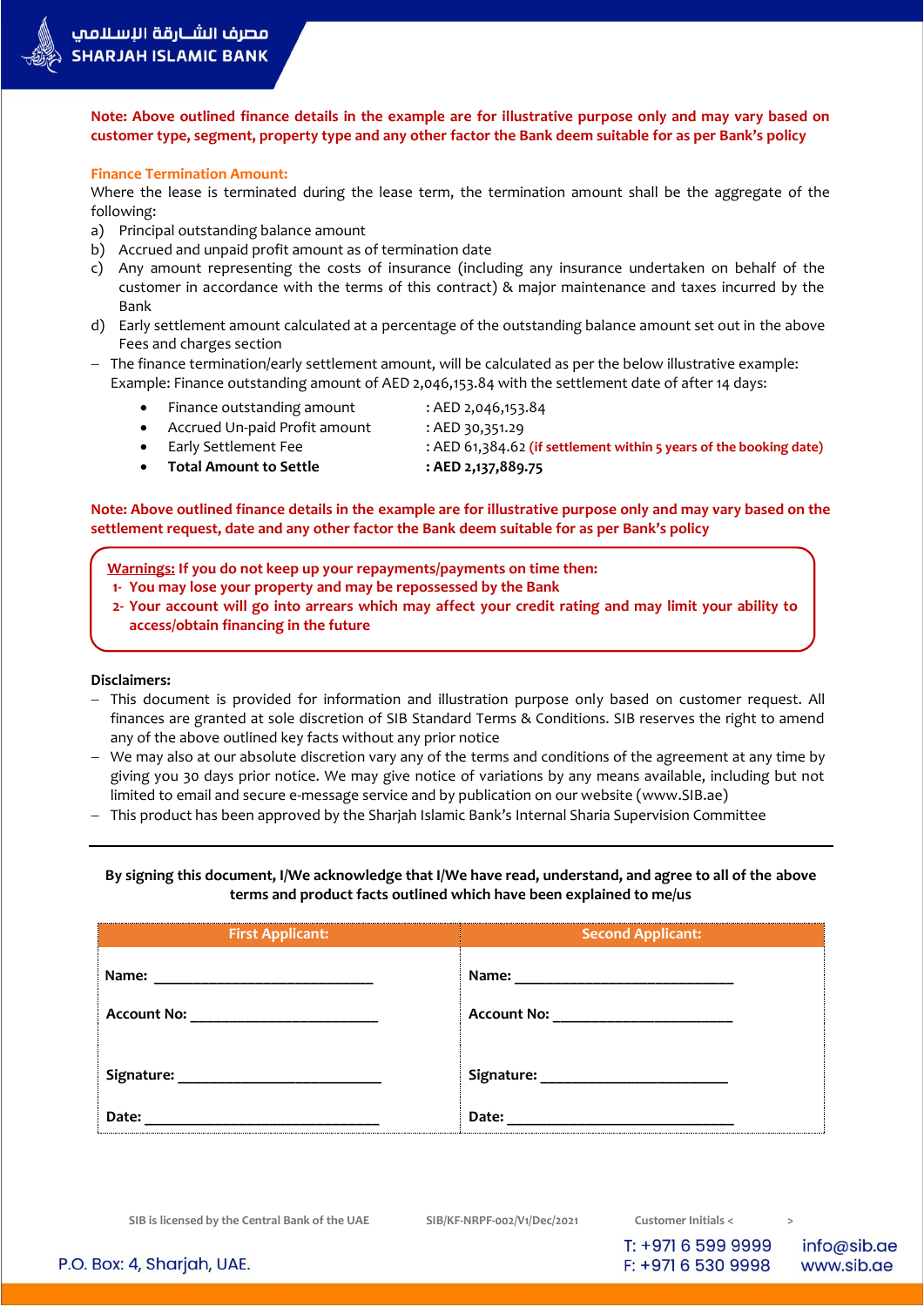**Note: Above outlined finance details in the example are for illustrative purpose only and may vary based on customer type, segment, property type and any other factor the Bank deem suitable for as per Bank's policy**

**Finance Termination Amount:**

Where the lease is terminated during the lease term, the termination amount shall be the aggregate of the following:

a) Principal outstanding balance amount
b) Accrued and unpaid profit amount as of termination date
c) Any amount representing the costs of insurance (including any insurance undertaken on behalf of the customer in accordance with the terms of this contract) & major maintenance and taxes incurred by the Bank
d) Early settlement amount calculated at a percentage of the outstanding balance amount set out in the above Fees and charges section

- The finance termination/early settlement amount, will be calculated as per the below illustrative example:
  Example: Finance outstanding amount of AED 2,046,153.84 with the settlement date of after 14 days:
  - Finance outstanding amount : AED 2,046,153.84
  - Accrued Un-paid Profit amount : AED 30,351.29
  - Early Settlement Fee : AED 61,384.62 **(if settlement within 5 years of the booking date)**
  - **Total Amount to Settle : AED 2,137,889.75**

**Note: Above outlined finance details in the example are for illustrative purpose only and may vary based on the settlement request, date and any other factor the Bank deem suitable for as per Bank's policy**

**Warnings: If you do not keep up your repayments/payments on time then:**
1. **You may lose your property and may be repossessed by the Bank**
2. **Your account will go into arrears which may affect your credit rating and may limit your ability to access/obtain financing in the future**

**Disclaimers:**

- This document is provided for information and illustration purpose only based on customer request. All finances are granted at sole discretion of SIB Standard Terms & Conditions. SIB reserves the right to amend any of the above outlined key facts without any prior notice
- We may also at our absolute discretion vary any of the terms and conditions of the agreement at any time by giving you 30 days prior notice. We may give notice of variations by any means available, including but not limited to email and secure e-message service and by publication on our website (www.SIB.ae)
- This product has been approved by the Sharjah Islamic Bank's Internal Sharia Supervision Committee

**By signing this document, I/We acknowledge that I/We have read, understand, and agree to all of the above terms and product facts outlined which have been explained to me/us**

| First Applicant: | Second Applicant: |
|---|---|
| Name: ____________________ | Name: ____________________ |
| Account No: ____________________ | Account No: ____________________ |
| Signature: ____________________ | Signature: ____________________ |
| Date: ____________________ | Date: ____________________ |

SIB is licensed by the Central Bank of the UAE    SIB/KF-NRPF-002/V1/Dec/2021    Customer Initials <    >